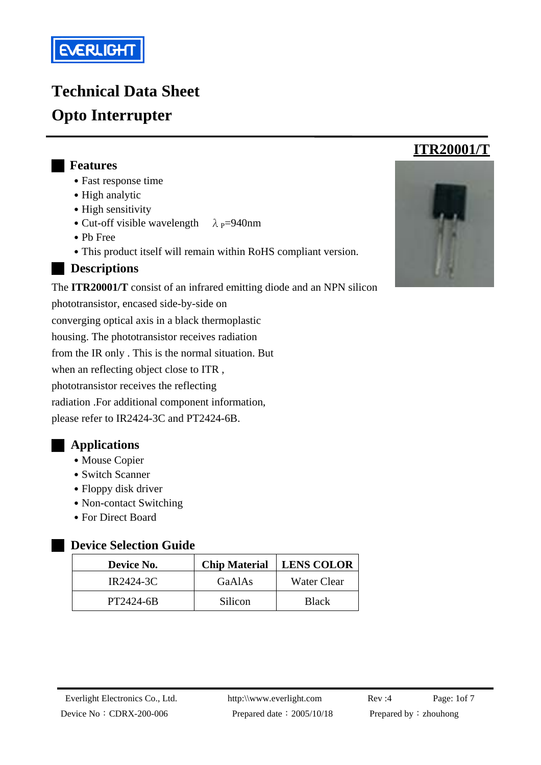# Technical Data Sheet

# Opto Interrupter

## ITR20001/T

## Features

- Fast response time
- High analytic
- High sensitivity
- Cut-off visible wavelength  $\lambda_P$=940nm
- Pb Free
- This product itself will remain within RoHS compliant version.

## Descriptions

The **ITR20001/T** consist of an infrared emitting diode and an NPN silicon phototransistor, encased side-by-side on converging optical axis in a black thermoplastic housing. The phototransistor receives radiation from the IR only . This is the normal situation. But when an reflecting object close to ITR , phototransistor receives the reflecting radiation .For additional component information, please refer to IR2424-3C and PT2424-6B.

## Applications

- Mouse Copier
- Switch Scanner
- Floppy disk driver
- Non-contact Switching
- For Direct Board

## Device Selection Guide

| Device No. | Chip Material | LENS COLOR |
|---|---|---|
| IR2424-3C | GaAlAs | Water Clear |
| PT2424-6B | Silicon | Black |

Everlight Electronics Co., Ltd. | http:\\www.everlight.com | Rev :4

Device No：CDRX-200-006 | Prepared date：2005/10/18 | Prepared by：zhouhong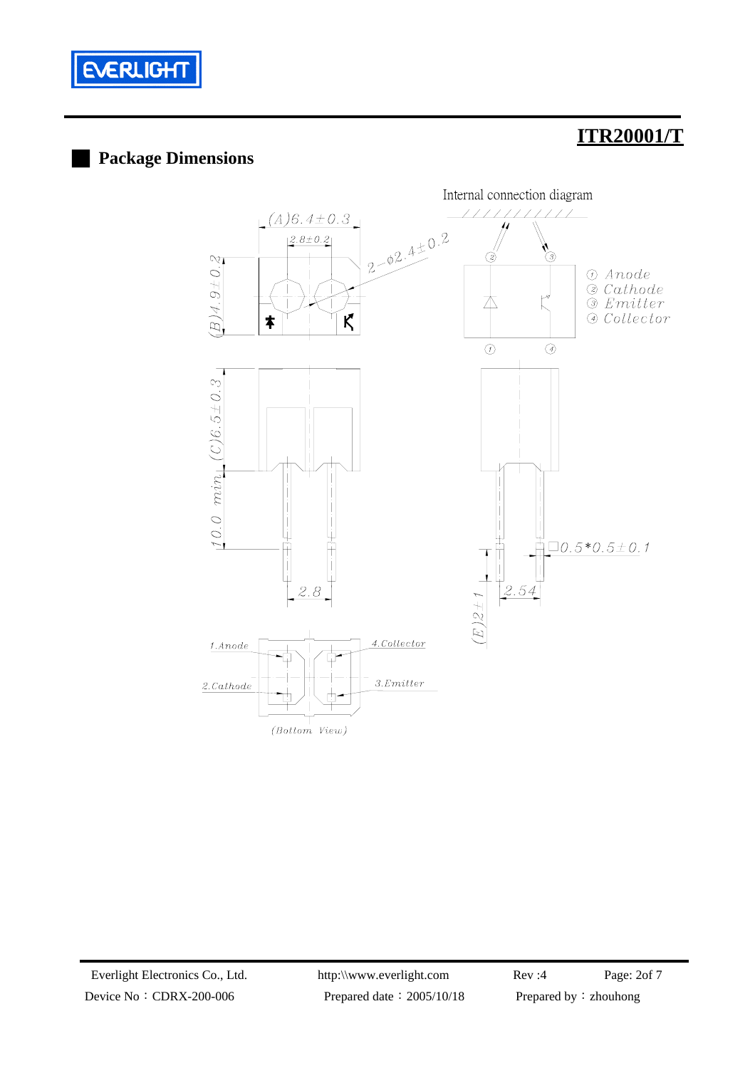# ITR20001/T

## Package Dimensions

Internal connection diagram

① Anode
② Cathode
③ Emitter
④ Collector

(A)6.4±0.3

2.8±0.2

2−φ2.4±0.2

(B)4.9±0.2

(C)6.5±0.3

10.0 min

2.8

□0.5*0.5±0.1

2.54

(E)2±1

1.Anode

2.Cathode

4.Collector

3.Emitter

(Bottom View)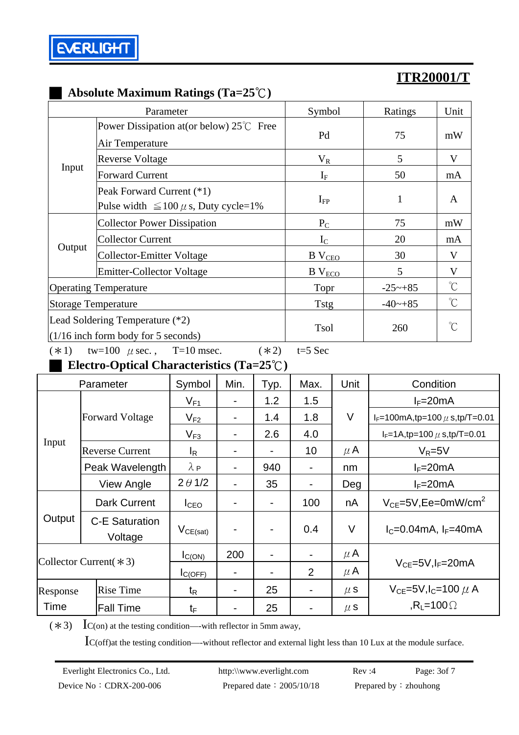# ITR20001/T

## Absolute Maximum Ratings (Ta=25℃)

| Parameter | | Symbol | Ratings | Unit |
|---|---|---|---|---|
| Input | Power Dissipation at(or below) 25℃ Free Air Temperature | Pd | 75 | mW |
| | Reverse Voltage | $V_R$ | 5 | V |
| | Forward Current | $I_F$ | 50 | mA |
| | Peak Forward Current (*1) Pulse width ≦100 μs, Duty cycle=1% | $I_{FP}$ | 1 | A |
| Output | Collector Power Dissipation | $P_C$ | 75 | mW |
| | Collector Current | $I_C$ | 20 | mA |
| | Collector-Emitter Voltage | B $V_{CEO}$ | 30 | V |
| | Emitter-Collector Voltage | B $V_{ECO}$ | 5 | V |
| Operating Temperature | | Topr | -25~+85 | ℃ |
| Storage Temperature | | Tstg | -40~+85 | ℃ |
| Lead Soldering Temperature (*2) (1/16 inch form body for 5 seconds) | | Tsol | 260 | ℃ |

(＊1) tw=100 μsec., T=10 msec. (＊2) t=5 Sec

## Electro-Optical Characteristics (Ta=25℃)

| Parameter | | Symbol | Min. | Typ. | Max. | Unit | Condition |
|---|---|---|---|---|---|---|---|
| Input | Forward Voltage | $V_{F1}$ | - | 1.2 | 1.5 | V | $I_F$=20mA |
| | | $V_{F2}$ | - | 1.4 | 1.8 | | $I_F$=100mA,tp=100 μs,tp/T=0.01 |
| | | $V_{F3}$ | - | 2.6 | 4.0 | | $I_F$=1A,tp=100 μs,tp/T=0.01 |
| | Reverse Current | $I_R$ | - | - | 10 | μA | $V_R$=5V |
| | Peak Wavelength | $\lambda_P$ | - | 940 | - | nm | $I_F$=20mA |
| | View Angle | $2\theta 1/2$ | - | 35 | - | Deg | $I_F$=20mA |
| Output | Dark Current | $I_{CEO}$ | - | - | 100 | nA | $V_{CE}$=5V,Ee=0mW/cm$^2$ |
| | C-E Saturation Voltage | $V_{CE(sat)}$ | - | - | 0.4 | V | $I_C$=0.04mA, $I_F$=40mA |
| Collector Current(＊3) | | $I_{C(ON)}$ | 200 | - | - | μA | $V_{CE}$=5V,$I_F$=20mA |
| | | $I_{C(OFF)}$ | - | - | 2 | μA | |
| Response Time | Rise Time | $t_R$ | - | 25 | - | μs | $V_{CE}$=5V,$I_C$=100 μA ,$R_L$=100Ω |
| | Fall Time | $t_F$ | - | 25 | - | μs | |

(＊3) $I_{C(on)}$ at the testing condition—-with reflector in 5mm away,

$I_{C(off)}$at the testing condition—-without reflector and external light less than 10 Lux at the module surface.

Everlight Electronics Co., Ltd. http:\\www.everlight.com Rev :4

Device No：CDRX-200-006 Prepared date：2005/10/18 Prepared by：zhouhong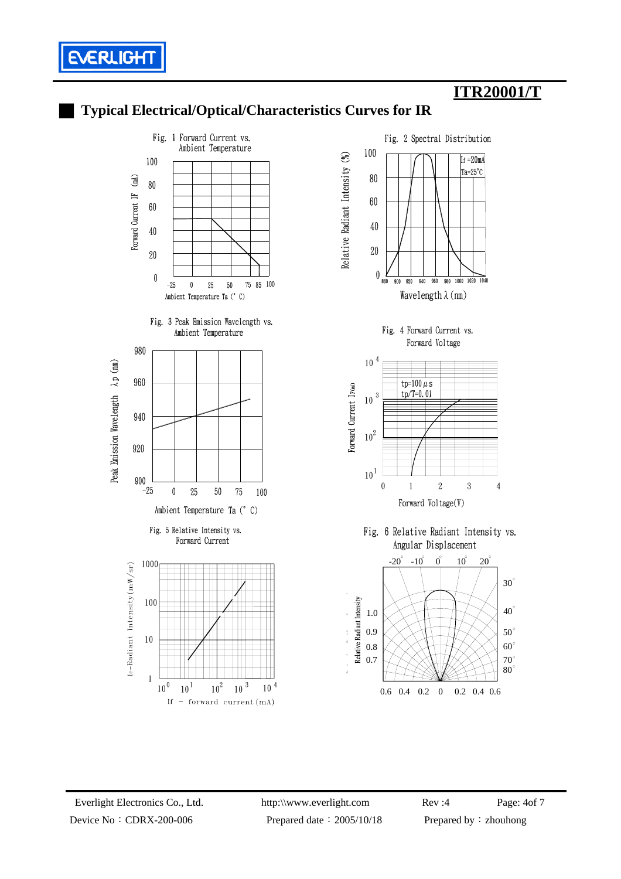# ITR20001/T

## Typical Electrical/Optical/Characteristics Curves for IR

Fig. 1 Forward Current vs. Ambient Temperature

Forward Current IF (mA)

Ambient Temperature Ta (°C)

Fig. 2 Spectral Distribution

If =20mA
Ta=25°C

Relative Radiant Intensity (%)

Wavelength λ (nm)

Fig. 3 Peak Emission Wavelength vs. Ambient Temperature

Peak Emission Wavelength λp (nm)

Ambient Temperature Ta (°C)

Fig. 4 Forward Current vs. Forward Voltage

tp=100 μs
tp/T=0.01

Forward Current IF(mA)

Forward Voltage(V)

Fig. 5 Relative Intensity vs. Forward Current

Ie-Radiant Intensity (mW/sr)

If – forward current (mA)

Fig. 6 Relative Radiant Intensity vs. Angular Displacement

Relative Radiant Intensity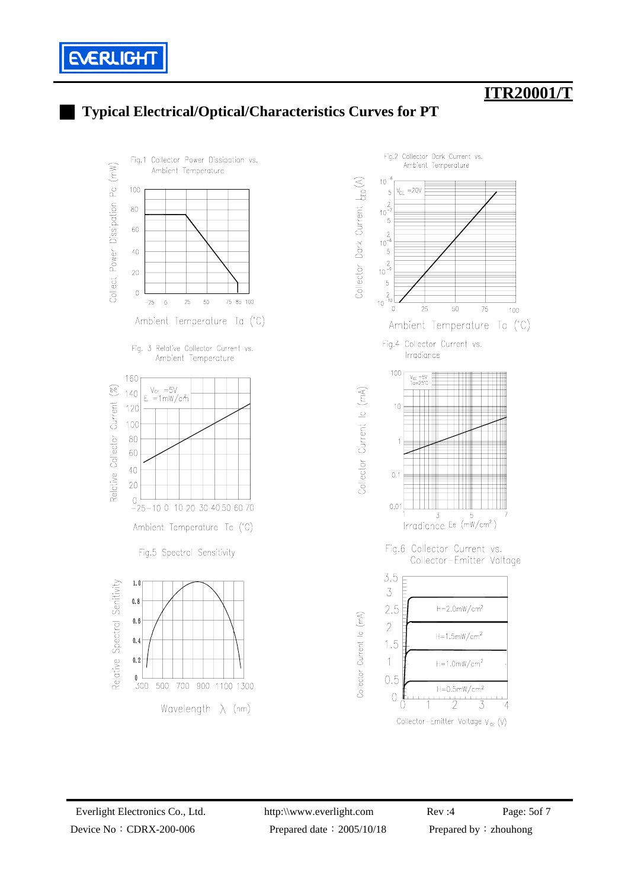# Typical Electrical/Optical/Characteristics Curves for PT

Fig.1 Collector Power Dissipation vs. Ambient Temperature

Fig.2 Collector Dark Current vs. Ambient Temperature

Fig. 3 Relative Collector Current vs. Ambient Temperature

Fig.4 Collector Current vs. Irradiance

Fig.5 Spectral Sensitivity

Fig.6 Collector Current vs. Collector-Emitter Voltage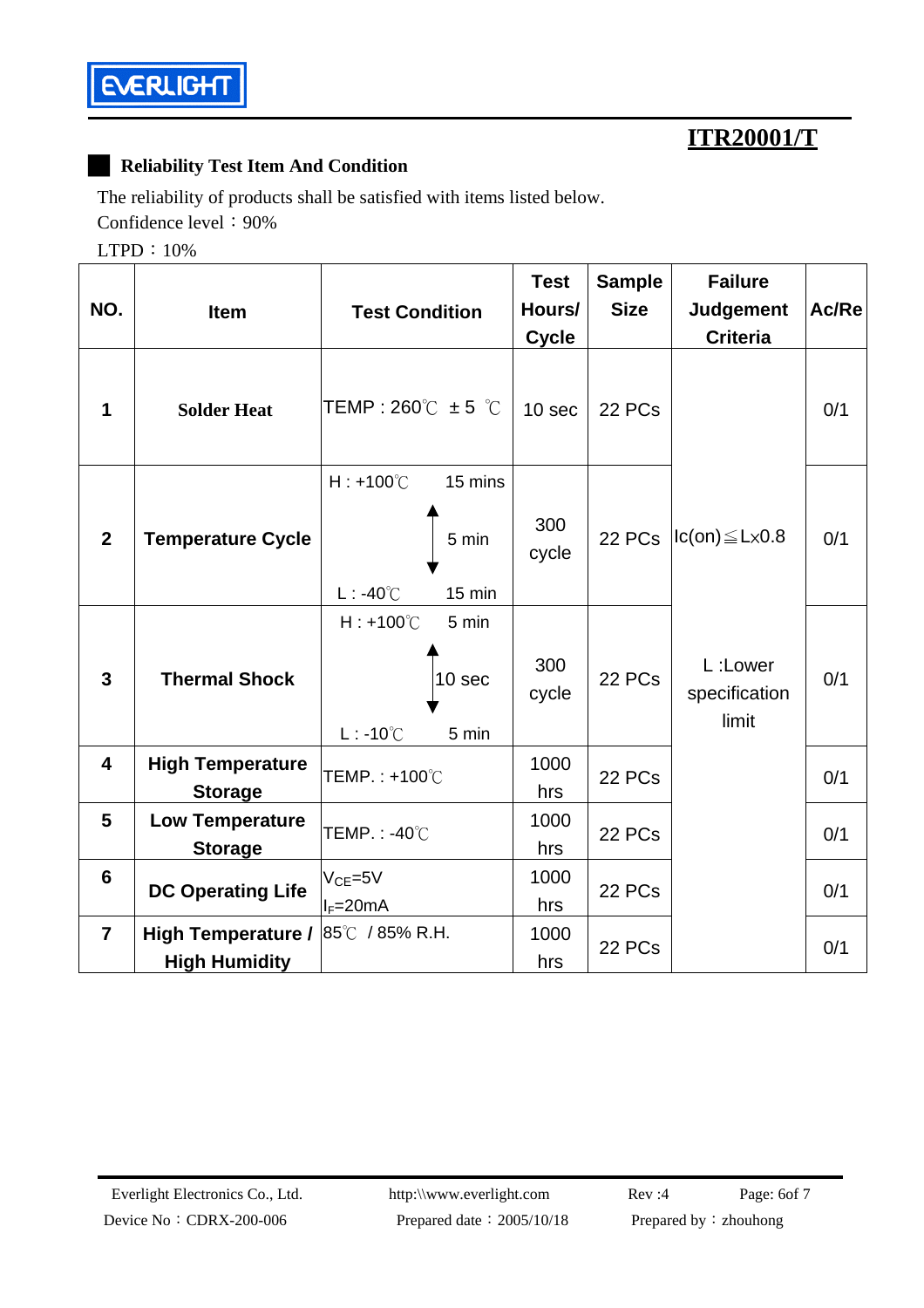**ITR20001/T**

## Reliability Test Item And Condition

The reliability of products shall be satisfied with items listed below.

Confidence level：90%

LTPD：10%

| NO. | Item | Test Condition | Test Hours/ Cycle | Sample Size | Failure Judgement Criteria | Ac/Re |
|---|---|---|---|---|---|---|
| 1 | Solder Heat | TEMP : 260℃ ± 5 ℃ | 10 sec | 22 PCs | Ic(on)≦L×0.8<br><br>L :Lower specification limit | 0/1 |
| 2 | Temperature Cycle | H : +100℃ 15 mins<br>↕ 5 min<br>L : -40℃ 15 min | 300 cycle | 22 PCs | | 0/1 |
| 3 | Thermal Shock | H : +100℃ 5 min<br>↕ 10 sec<br>L : -10℃ 5 min | 300 cycle | 22 PCs | | 0/1 |
| 4 | High Temperature Storage | TEMP. : +100℃ | 1000 hrs | 22 PCs | | 0/1 |
| 5 | Low Temperature Storage | TEMP. : -40℃ | 1000 hrs | 22 PCs | | 0/1 |
| 6 | DC Operating Life | $V_{CE}$=5V<br>$I_F$=20mA | 1000 hrs | 22 PCs | | 0/1 |
| 7 | High Temperature / High Humidity | 85℃ / 85% R.H. | 1000 hrs | 22 PCs | | 0/1 |

Everlight Electronics Co., Ltd. http:\\www.everlight.com Rev :4

Device No：CDRX-200-006 Prepared date：2005/10/18 Prepared by：zhouhong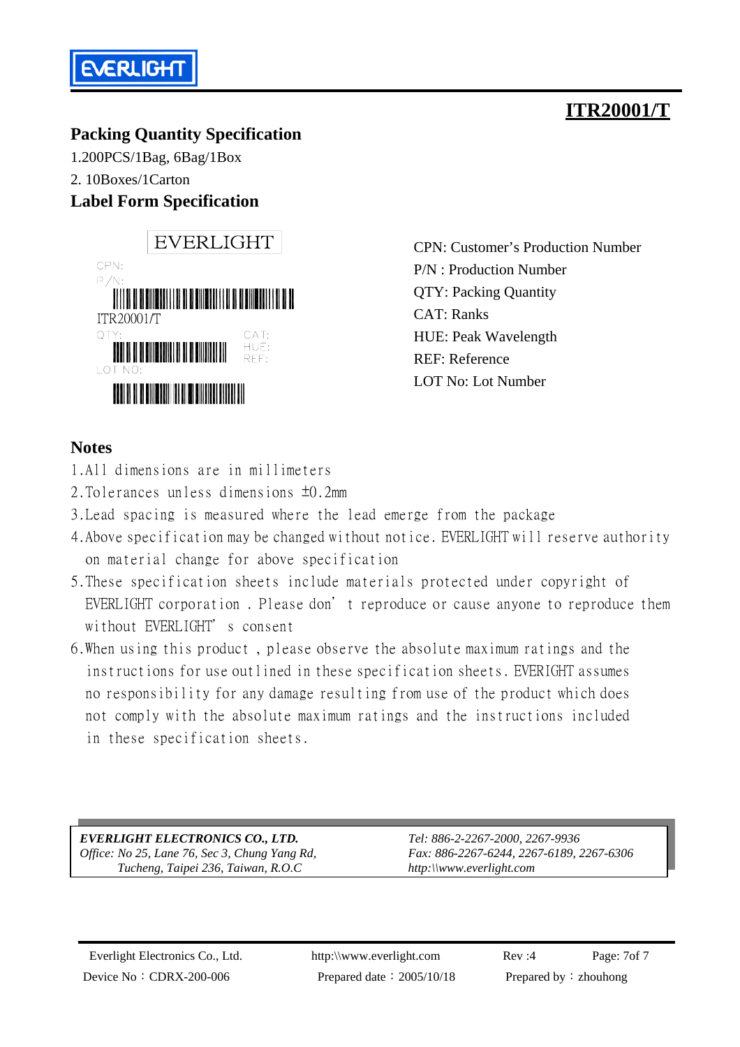## Packing Quantity Specification

1.200PCS/1Bag, 6Bag/1Box

2. 10Boxes/1Carton

## Label Form Specification

EVERLIGHT

CPN:

P/N:

ITR20001/T

QTY:

CAT:

HUE:

REF:

LOT NO:

CPN: Customer's Production Number

P/N : Production Number

QTY: Packing Quantity

CAT: Ranks

HUE: Peak Wavelength

REF: Reference

LOT No: Lot Number

## Notes

1. All dimensions are in millimeters
2. Tolerances unless dimensions ±0.2mm
3. Lead spacing is measured where the lead emerge from the package
4. Above specification may be changed without notice. EVERLIGHT will reserve authority on material change for above specification
5. These specification sheets include materials protected under copyright of EVERLIGHT corporation . Please don' t reproduce or cause anyone to reproduce them without EVERLIGHT' s consent
6. When using this product , please observe the absolute maximum ratings and the instructions for use outlined in these specification sheets. EVERIGHT assumes no responsibility for any damage resulting from use of the product which does not comply with the absolute maximum ratings and the instructions included in these specification sheets.

***EVERLIGHT ELECTRONICS CO., LTD.***
*Office: No 25, Lane 76, Sec 3, Chung Yang Rd, Tucheng, Taipei 236, Taiwan, R.O.C*

*Tel: 886-2-2267-2000, 2267-9936*
*Fax: 886-2267-6244, 2267-6189, 2267-6306*
*http:\\www.everlight.com*